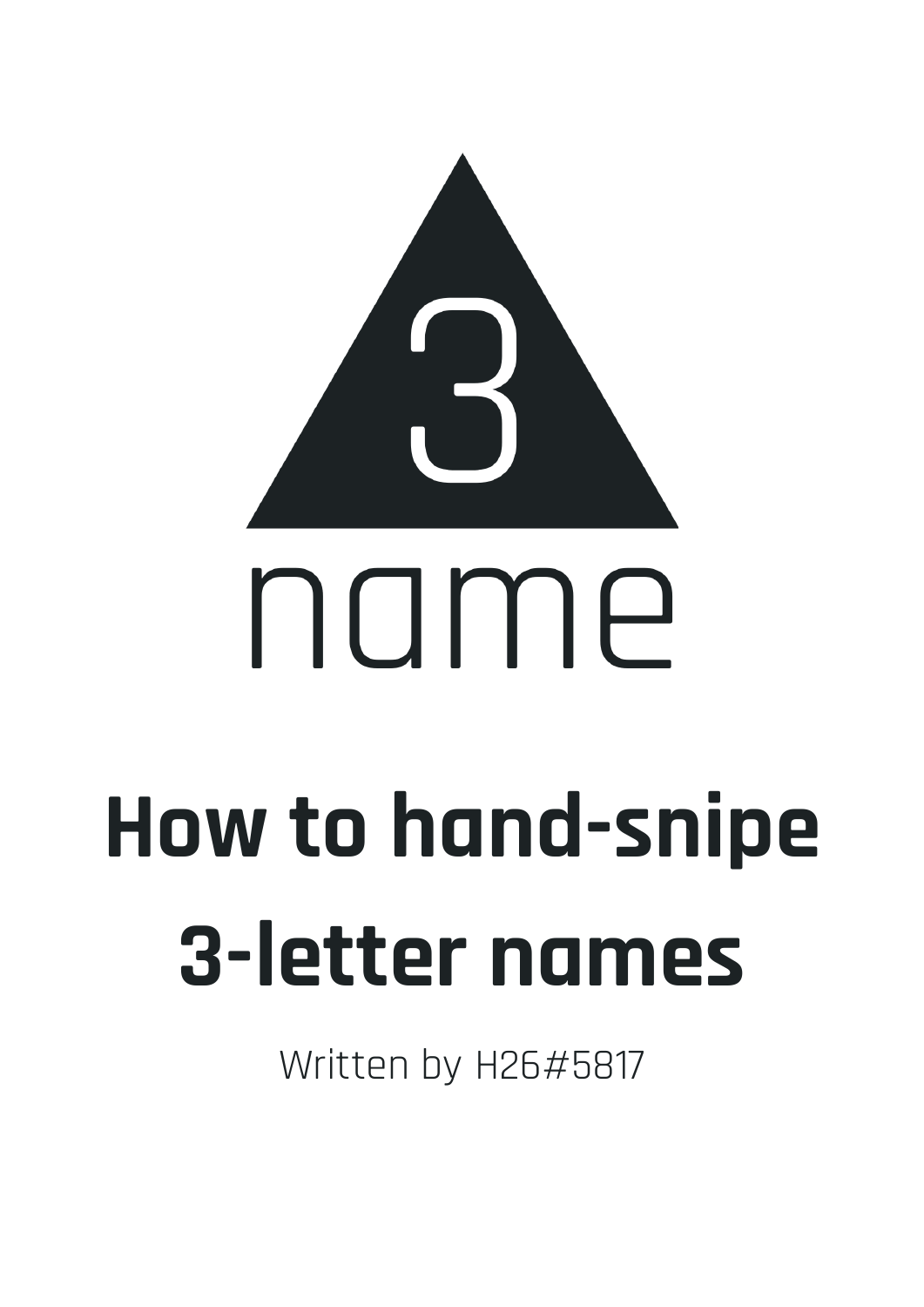3

name

# How to hand-snipe 3-letter names

Written by H26#5817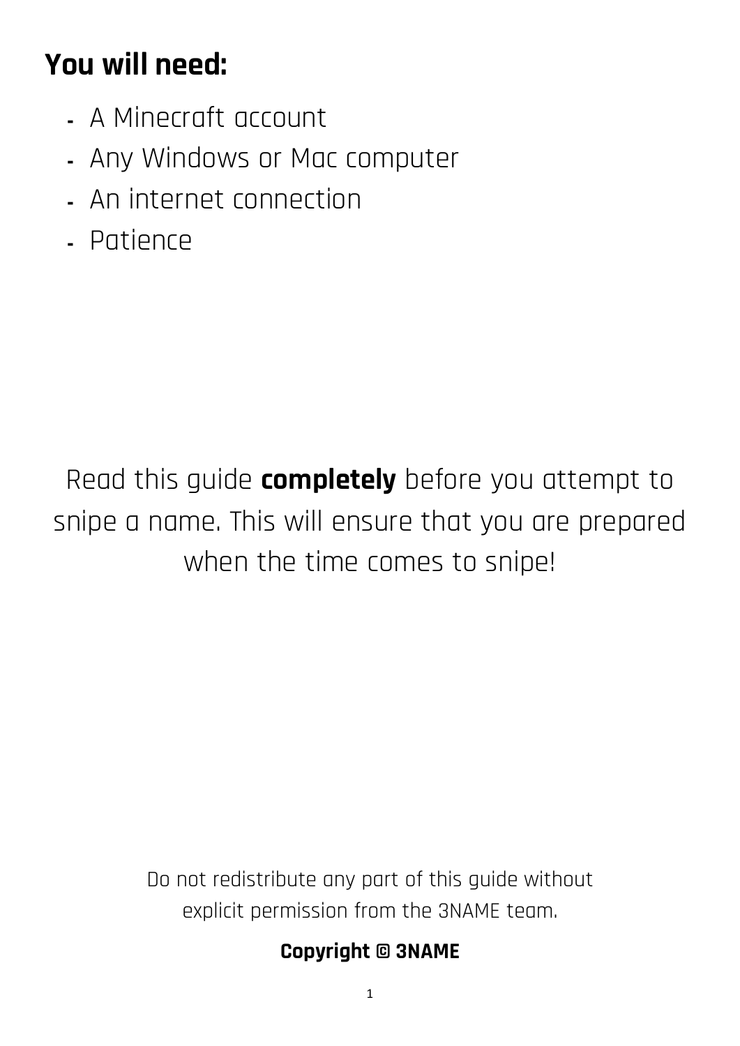## You will need:

- A Minecraft account
- Any Windows or Mac computer
- An internet connection
- Patience

Read this guide **completely** before you attempt to snipe a name. This will ensure that you are prepared when the time comes to snipe!

Do not redistribute any part of this guide without explicit permission from the 3NAME team.

**Copyright © 3NAME**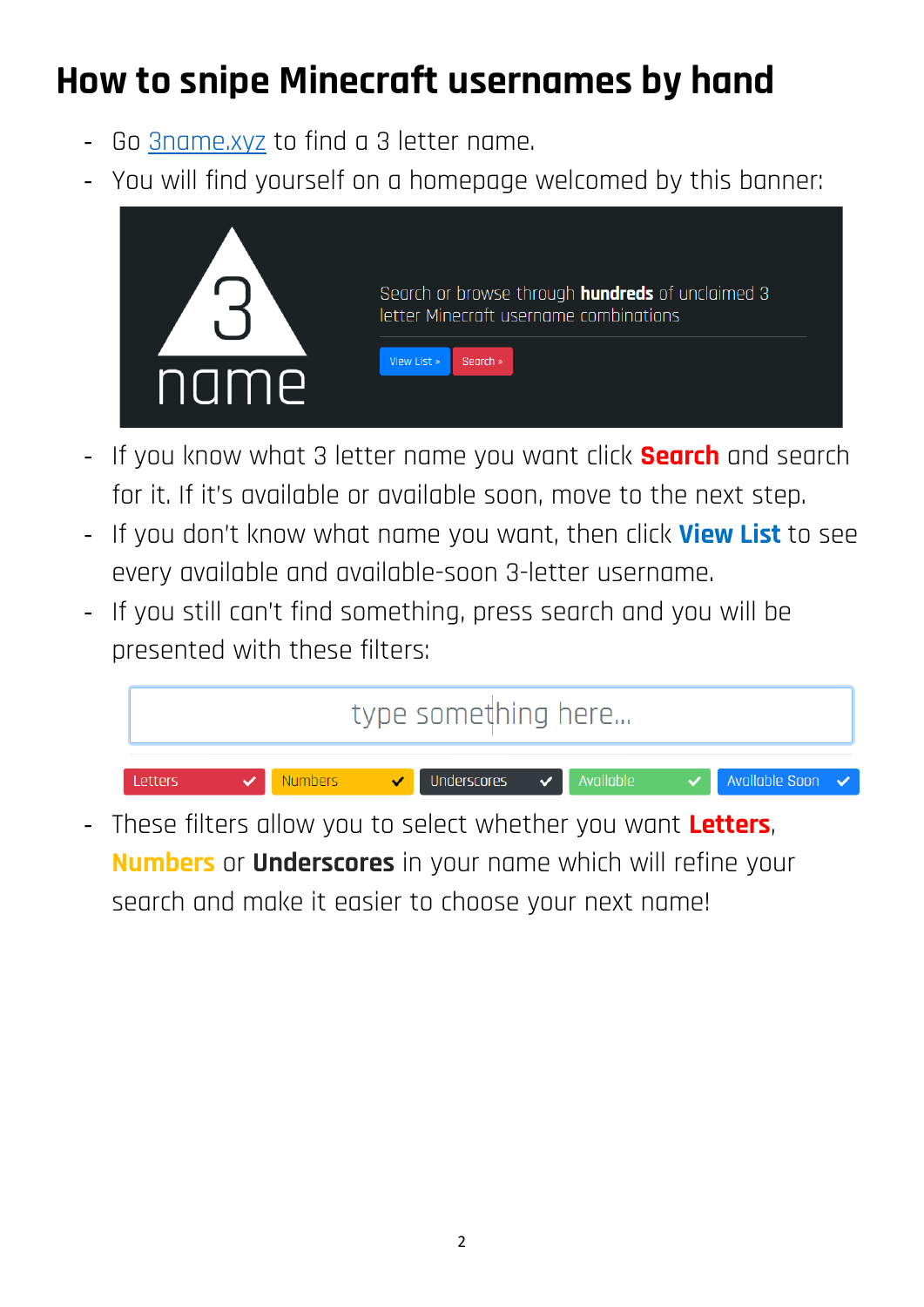# How to snipe Minecraft usernames by hand

- Go [3name.xyz](https://3name.xyz) to find a 3 letter name.
- You will find yourself on a homepage welcomed by this banner:

3 name

Search or browse through **hundreds** of unclaimed 3 letter Minecraft username combinations

View List » Search »

- If you know what 3 letter name you want click **Search** and search for it. If it's available or available soon, move to the next step.
- If you don't know what name you want, then click **View List** to see every available and available-soon 3-letter username.
- If you still can't find something, press search and you will be presented with these filters:

type something here...

Letters ✓ Numbers ✓ Underscores ✓ Available ✓ Available Soon ✓

- These filters allow you to select whether you want **Letters**, **Numbers** or **Underscores** in your name which will refine your search and make it easier to choose your next name!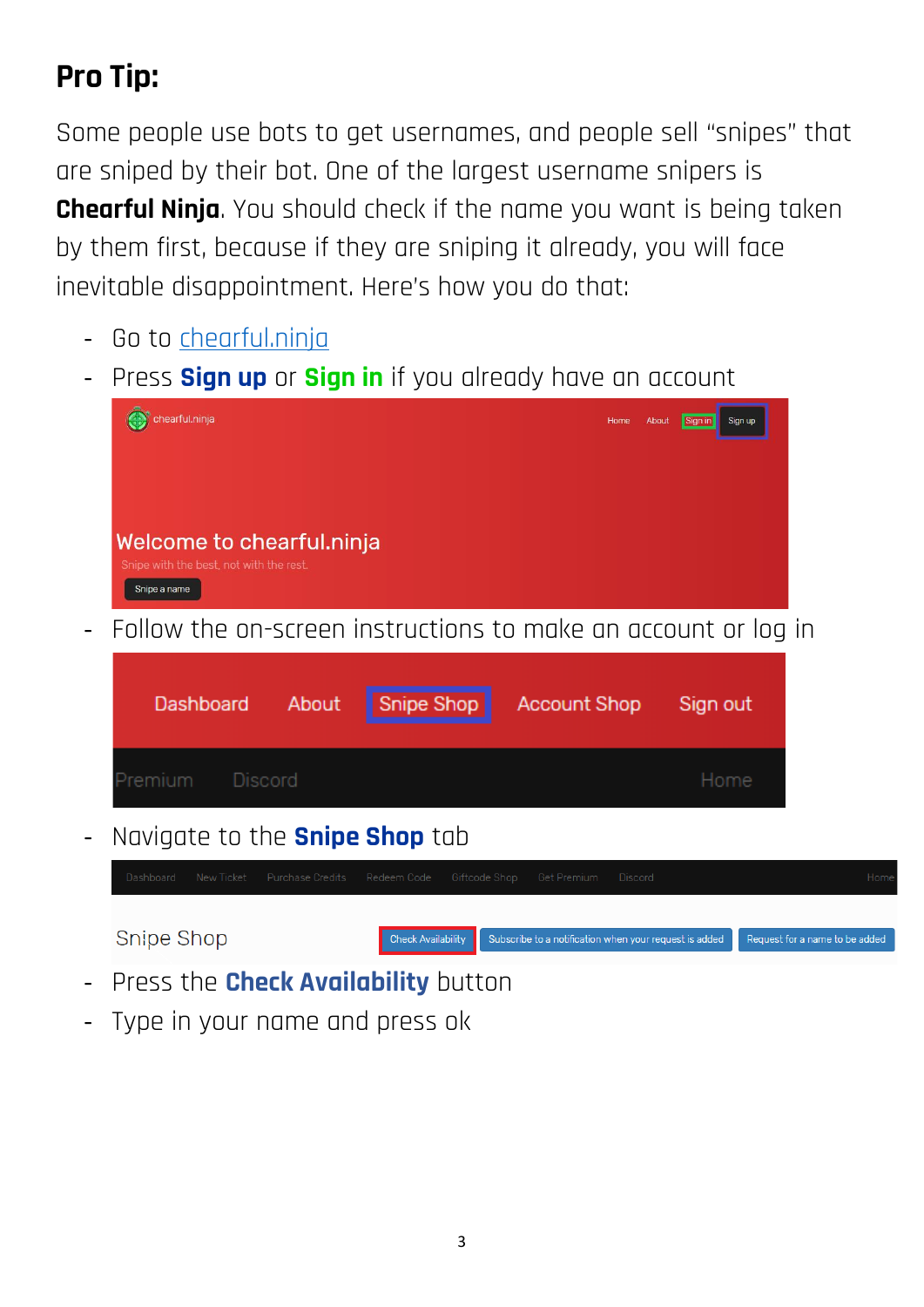## Pro Tip:

Some people use bots to get usernames, and people sell "snipes" that are sniped by their bot. One of the largest username snipers is **Chearful Ninja**. You should check if the name you want is being taken by them first, because if they are sniping it already, you will face inevitable disappointment. Here's how you do that:

- Go to [chearful.ninja](chearful.ninja)
- Press **Sign up** or **Sign in** if you already have an account
- Follow the on-screen instructions to make an account or log in
- Navigate to the **Snipe Shop** tab
- Press the **Check Availability** button
- Type in your name and press ok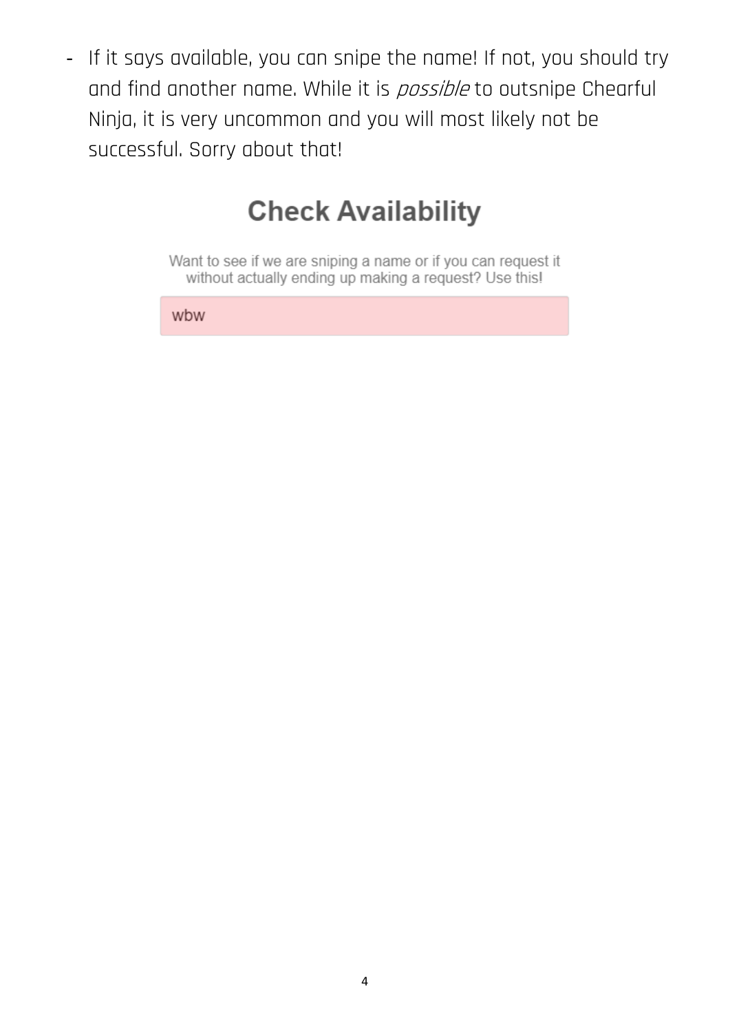- If it says available, you can snipe the name! If not, you should try and find another name. While it is *possible* to outsnipe Chearful Ninja, it is very uncommon and you will most likely not be successful. Sorry about that!

## Check Availability

Want to see if we are sniping a name or if you can request it without actually ending up making a request? Use this!

wbw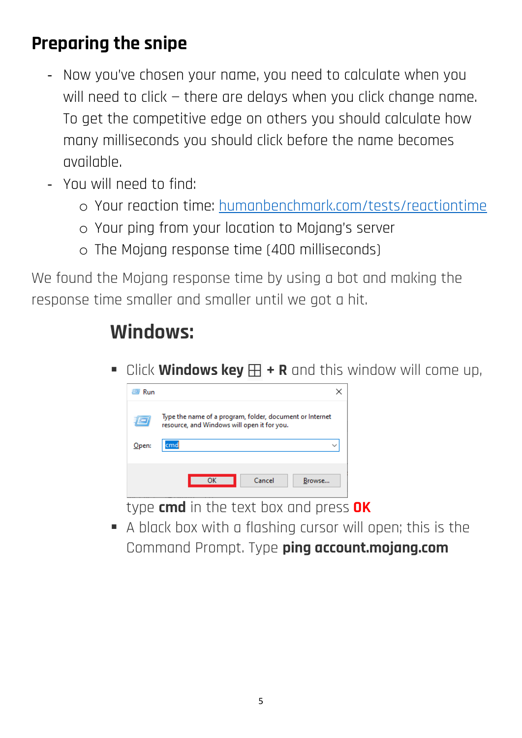## Preparing the snipe

- Now you've chosen your name, you need to calculate when you will need to click – there are delays when you click change name. To get the competitive edge on others you should calculate how many milliseconds you should click before the name becomes available.
- You will need to find:
  - Your reaction time: [humanbenchmark.com/tests/reactiontime](humanbenchmark.com/tests/reactiontime)
  - Your ping from your location to Mojang's server
  - The Mojang response time (400 milliseconds)

We found the Mojang response time by using a bot and making the response time smaller and smaller until we got a hit.

### Windows:

- Click **Windows key ⊞ + R** and this window will come up,

  Run

  Type the name of a program, folder, document or Internet resource, and Windows will open it for you.

  Open: cmd

  OK | Cancel | Browse...

  type **cmd** in the text box and press **OK**
- A black box with a flashing cursor will open; this is the Command Prompt. Type **ping account.mojang.com**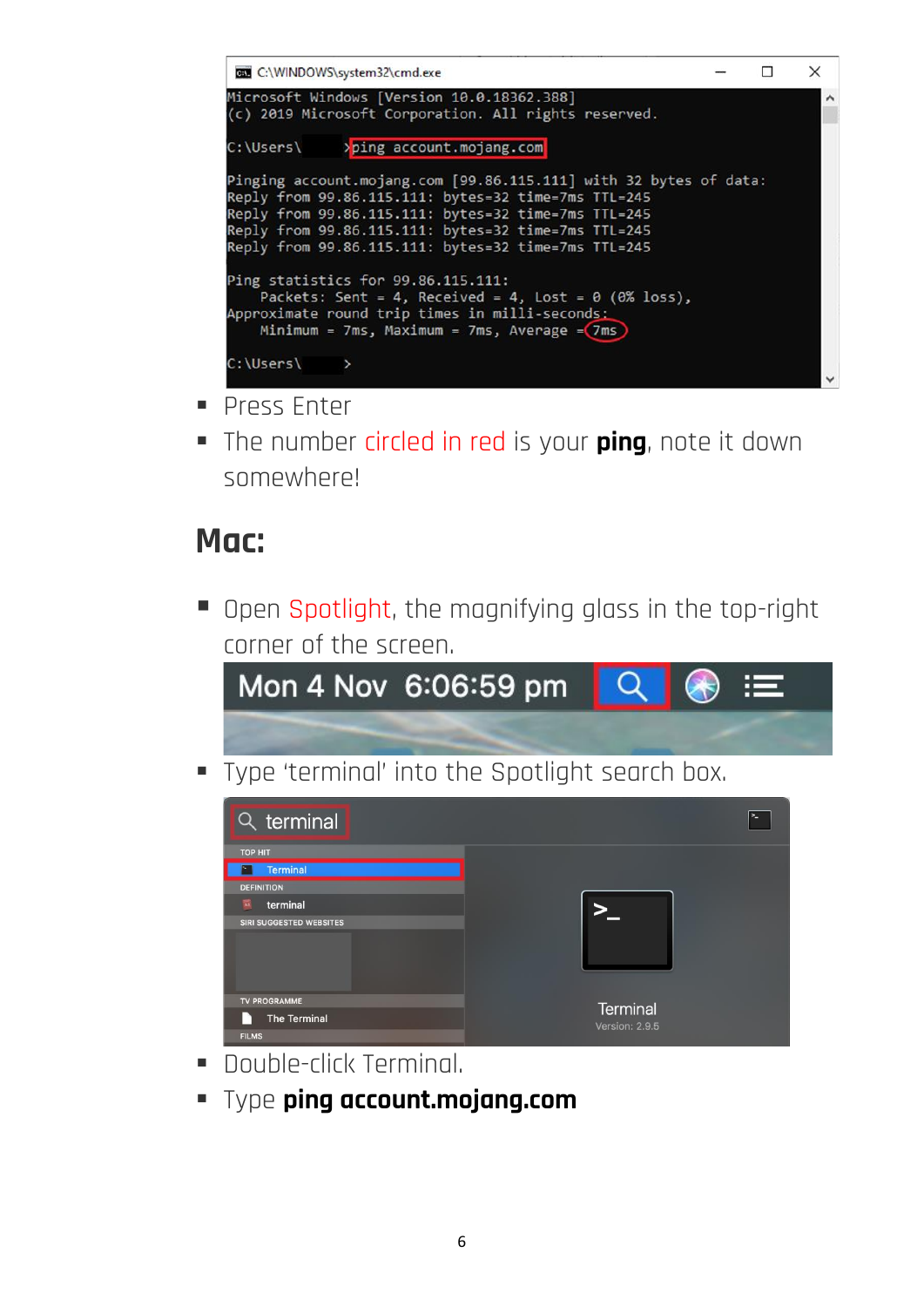- Press Enter
- The number circled in red is your **ping**, note it down somewhere!

## Mac:

- Open Spotlight, the magnifying glass in the top-right corner of the screen.
- Type 'terminal' into the Spotlight search box.
- Double-click Terminal.
- Type **ping account.mojang.com**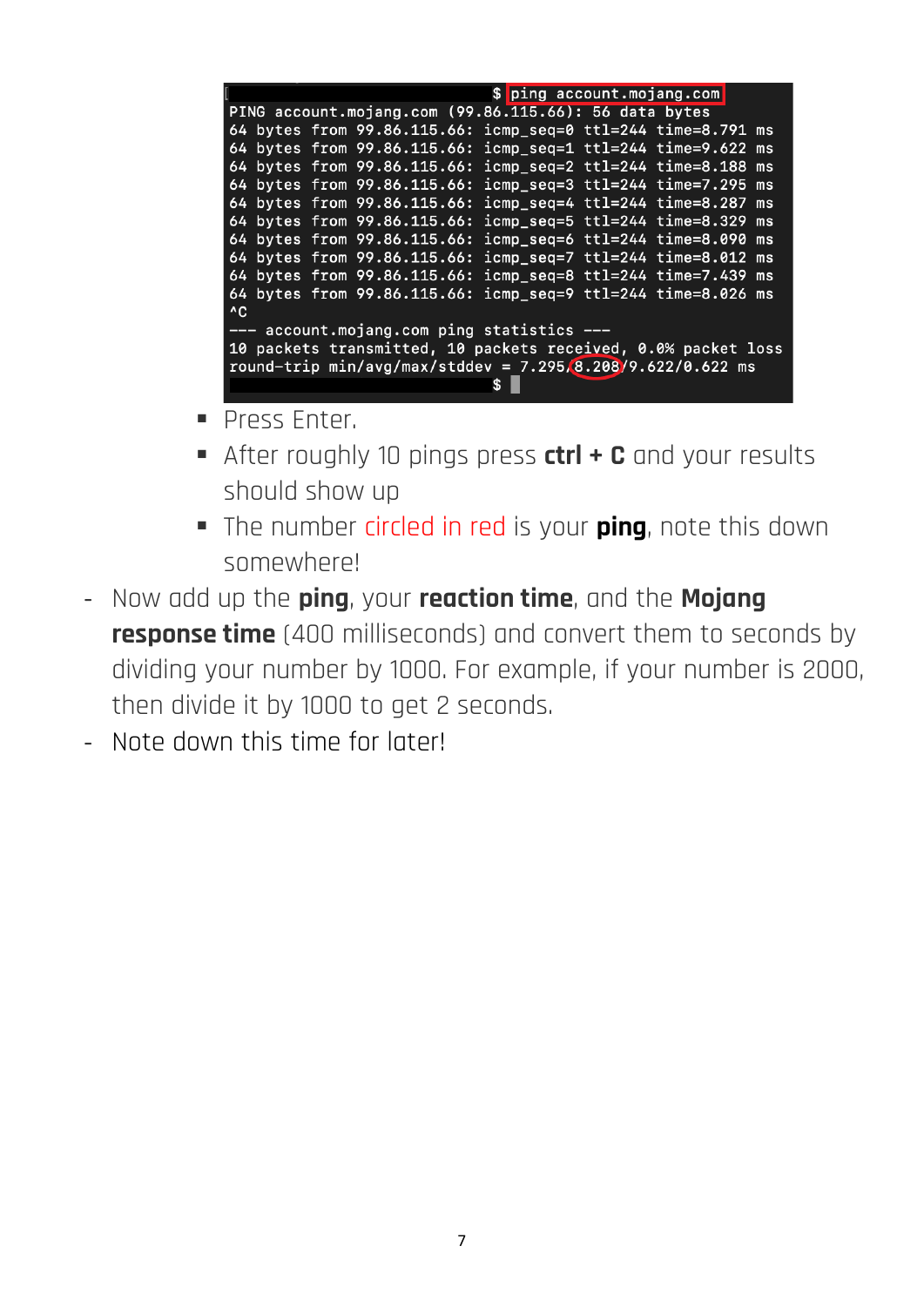```
[                                         $ ping account.mojang.com
PING account.mojang.com (99.86.115.66): 56 data bytes
64 bytes from 99.86.115.66: icmp_seq=0 ttl=244 time=8.791 ms
64 bytes from 99.86.115.66: icmp_seq=1 ttl=244 time=9.622 ms
64 bytes from 99.86.115.66: icmp_seq=2 ttl=244 time=8.188 ms
64 bytes from 99.86.115.66: icmp_seq=3 ttl=244 time=7.295 ms
64 bytes from 99.86.115.66: icmp_seq=4 ttl=244 time=8.287 ms
64 bytes from 99.86.115.66: icmp_seq=5 ttl=244 time=8.329 ms
64 bytes from 99.86.115.66: icmp_seq=6 ttl=244 time=8.090 ms
64 bytes from 99.86.115.66: icmp_seq=7 ttl=244 time=8.012 ms
64 bytes from 99.86.115.66: icmp_seq=8 ttl=244 time=7.439 ms
64 bytes from 99.86.115.66: icmp_seq=9 ttl=244 time=8.026 ms
^C
--- account.mojang.com ping statistics ---
10 packets transmitted, 10 packets received, 0.0% packet loss
round-trip min/avg/max/stddev = 7.295/8.208/9.622/0.622 ms
                                          $
```

- Press Enter.
- After roughly 10 pings press **ctrl + C** and your results should show up
- The number circled in red is your **ping**, note this down somewhere!

- Now add up the **ping**, your **reaction time**, and the **Mojang response time** (400 milliseconds) and convert them to seconds by dividing your number by 1000. For example, if your number is 2000, then divide it by 1000 to get 2 seconds.
- Note down this time for later!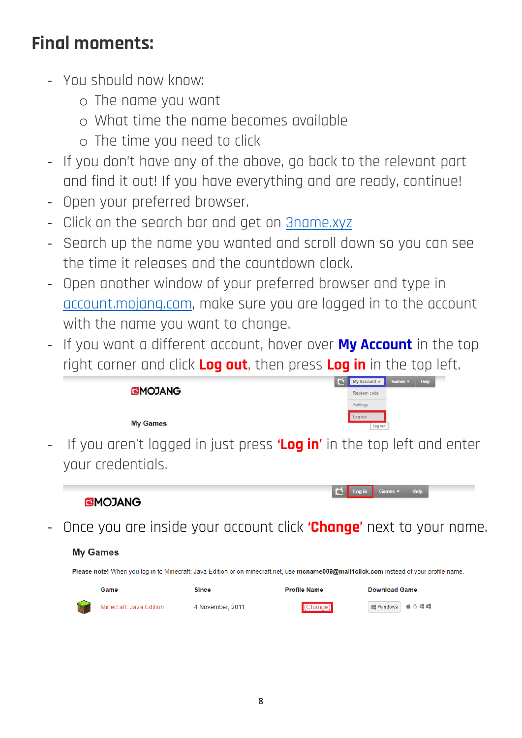# Final moments:

- You should now know:
  - The name you want
  - What time the name becomes available
  - The time you need to click
- If you don't have any of the above, go back to the relevant part and find it out! If you have everything and are ready, continue!
- Open your preferred browser.
- Click on the search bar and get on 3name.xyz
- Search up the name you wanted and scroll down so you can see the time it releases and the countdown clock.
- Open another window of your preferred browser and type in account.mojang.com, make sure you are logged in to the account with the name you want to change.
- If you want a different account, hover over **My Account** in the top right corner and click **Log out**, then press **Log in** in the top left.
- If you aren't logged in just press **'Log in'** in the top left and enter your credentials.
- Once you are inside your account click **'Change'** next to your name.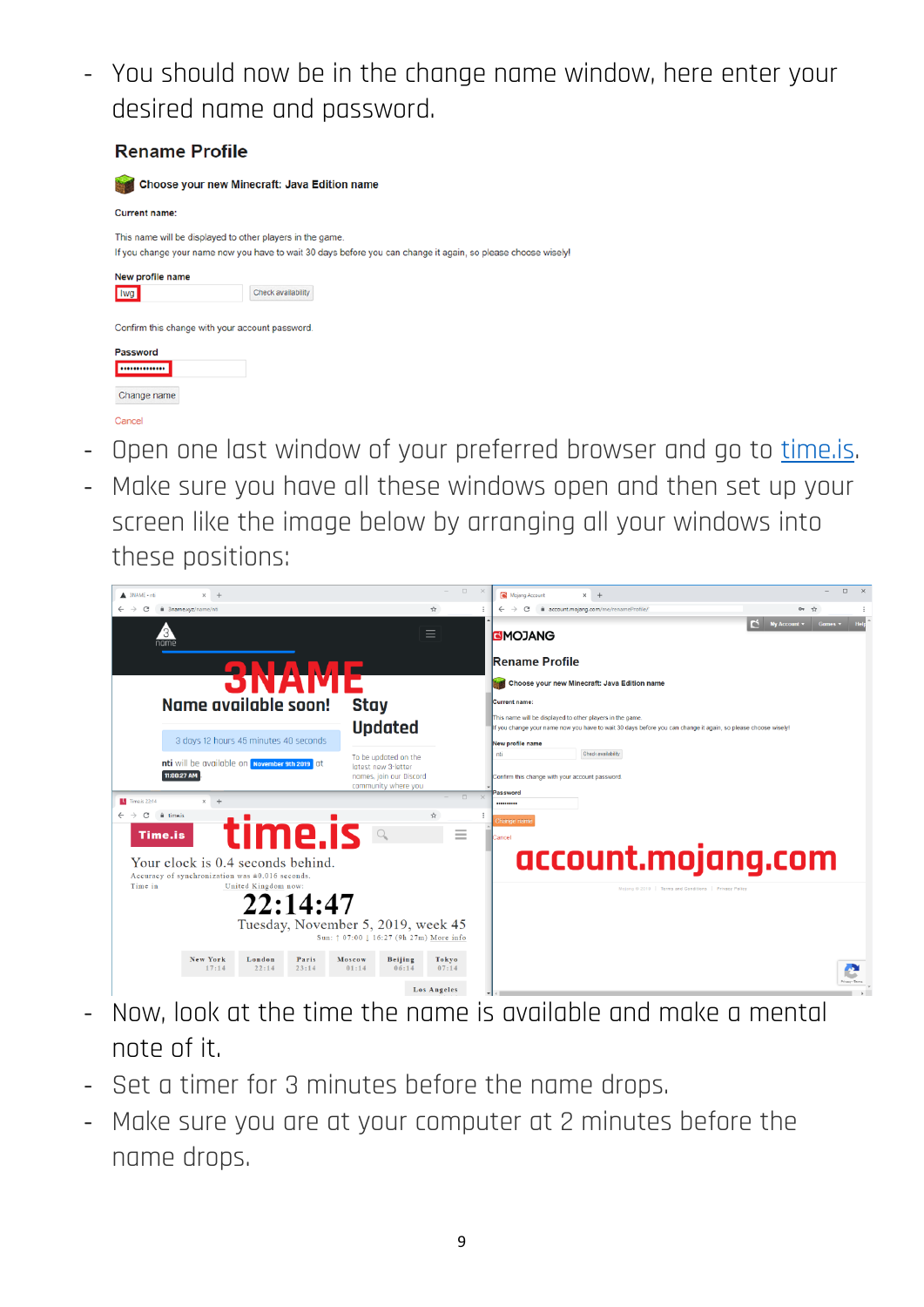- You should now be in the change name window, here enter your desired name and password.

- Open one last window of your preferred browser and go to [time.is](https://time.is).
- Make sure you have all these windows open and then set up your screen like the image below by arranging all your windows into these positions:

- Now, look at the time the name is available and make a mental note of it.
- Set a timer for 3 minutes before the name drops.
- Make sure you are at your computer at 2 minutes before the name drops.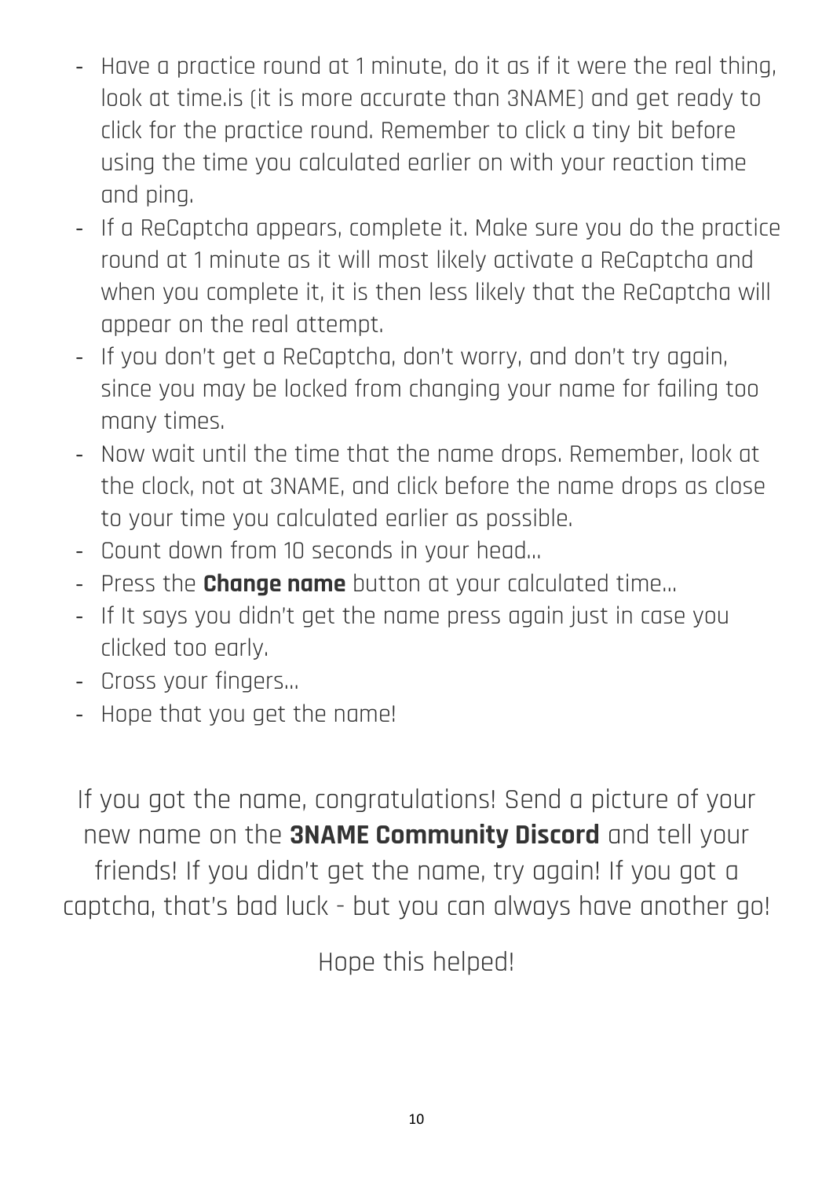- Have a practice round at 1 minute, do it as if it were the real thing, look at time.is (it is more accurate than 3NAME) and get ready to click for the practice round. Remember to click a tiny bit before using the time you calculated earlier on with your reaction time and ping.
- If a ReCaptcha appears, complete it. Make sure you do the practice round at 1 minute as it will most likely activate a ReCaptcha and when you complete it, it is then less likely that the ReCaptcha will appear on the real attempt.
- If you don't get a ReCaptcha, don't worry, and don't try again, since you may be locked from changing your name for failing too many times.
- Now wait until the time that the name drops. Remember, look at the clock, not at 3NAME, and click before the name drops as close to your time you calculated earlier as possible.
- Count down from 10 seconds in your head...
- Press the **Change name** button at your calculated time...
- If It says you didn't get the name press again just in case you clicked too early.
- Cross your fingers...
- Hope that you get the name!

If you got the name, congratulations! Send a picture of your new name on the **3NAME Community Discord** and tell your friends! If you didn't get the name, try again! If you got a captcha, that's bad luck - but you can always have another go!

Hope this helped!